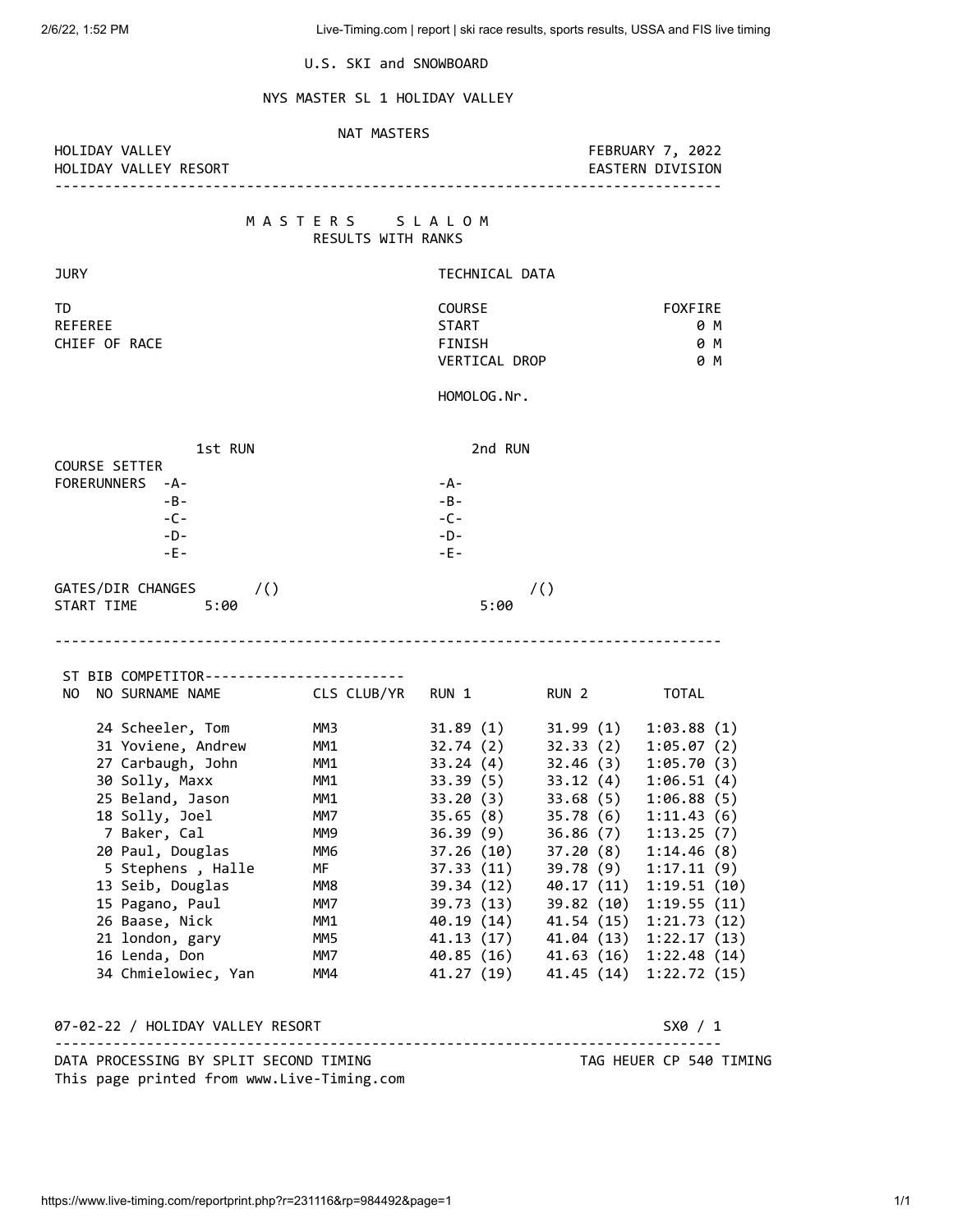U.S. SKI and SNOWBOARD

# NYS MASTER SL 1 HOLIDAY VALLEY

NAT MASTERS

HOLIDAY VALLEY — FEBRUARY 7, 2022
HOLIDAY VALLEY RESORT — EASTERN DIVISION

## M A S T E R S   S L A L O M
RESULTS WITH RANKS

| JURY | | TECHNICAL DATA | |
|---|---|---|---|
| TD | | COURSE | FOXFIRE |
| REFEREE | | START | 0 M |
| CHIEF OF RACE | | FINISH | 0 M |
| | | VERTICAL DROP | 0 M |
| | | HOMOLOG.Nr. | |

| | 1st RUN | 2nd RUN |
|---|---|---|
| COURSE SETTER | | |
| FORERUNNERS | -A- | -A- |
| | -B- | -B- |
| | -C- | -C- |
| | -D- | -D- |
| | -E- | -E- |
| GATES/DIR CHANGES | /() | /() |
| START TIME | 5:00 | 5:00 |

| ST NO | BIB NO | COMPETITOR SURNAME NAME | CLS | CLUB/YR | RUN 1 | RUN 2 | TOTAL |
|---|---|---|---|---|---|---|---|
| | 24 | Scheeler, Tom | MM3 | | 31.89 (1) | 31.99 (1) | 1:03.88 (1) |
| | 31 | Yoviene, Andrew | MM1 | | 32.74 (2) | 32.33 (2) | 1:05.07 (2) |
| | 27 | Carbaugh, John | MM1 | | 33.24 (4) | 32.46 (3) | 1:05.70 (3) |
| | 30 | Solly, Maxx | MM1 | | 33.39 (5) | 33.12 (4) | 1:06.51 (4) |
| | 25 | Beland, Jason | MM1 | | 33.20 (3) | 33.68 (5) | 1:06.88 (5) |
| | 18 | Solly, Joel | MM7 | | 35.65 (8) | 35.78 (6) | 1:11.43 (6) |
| | 7 | Baker, Cal | MM9 | | 36.39 (9) | 36.86 (7) | 1:13.25 (7) |
| | 20 | Paul, Douglas | MM6 | | 37.26 (10) | 37.20 (8) | 1:14.46 (8) |
| | 5 | Stephens , Halle | MF | | 37.33 (11) | 39.78 (9) | 1:17.11 (9) |
| | 13 | Seib, Douglas | MM8 | | 39.34 (12) | 40.17 (11) | 1:19.51 (10) |
| | 15 | Pagano, Paul | MM7 | | 39.73 (13) | 39.82 (10) | 1:19.55 (11) |
| | 26 | Baase, Nick | MM1 | | 40.19 (14) | 41.54 (15) | 1:21.73 (12) |
| | 21 | london, gary | MM5 | | 41.13 (17) | 41.04 (13) | 1:22.17 (13) |
| | 16 | Lenda, Don | MM7 | | 40.85 (16) | 41.63 (16) | 1:22.48 (14) |
| | 34 | Chmielowiec, Yan | MM4 | | 41.27 (19) | 41.45 (14) | 1:22.72 (15) |

07-02-22 / HOLIDAY VALLEY RESORT — SX0 / 1

DATA PROCESSING BY SPLIT SECOND TIMING — TAG HEUER CP 540 TIMING
This page printed from www.Live-Timing.com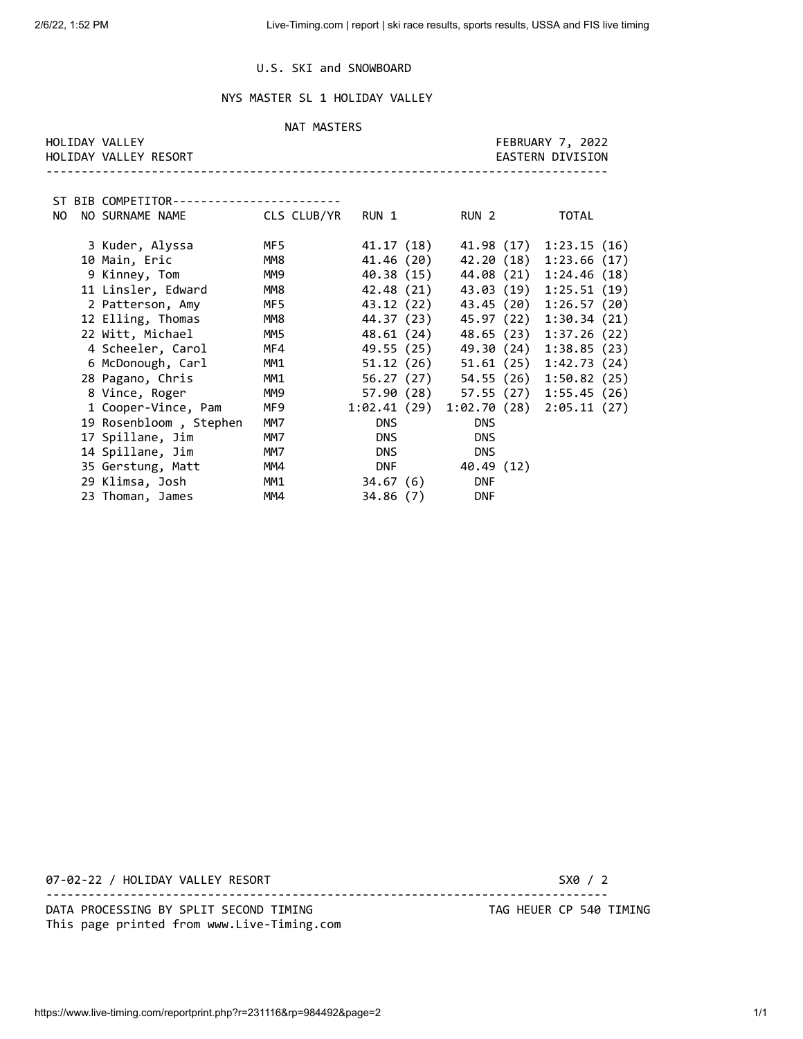U.S. SKI and SNOWBOARD

NYS MASTER SL 1 HOLIDAY VALLEY

NAT MASTERS

HOLIDAY VALLEY FEBRUARY 7, 2022
HOLIDAY VALLEY RESORT EASTERN DIVISION

| ST NO | BIB NO | COMPETITOR SURNAME NAME | CLS | CLUB/YR | RUN 1 | RUN 2 | TOTAL |
|---|---|---|---|---|---|---|---|
| | 3 | Kuder, Alyssa | MF5 | | 41.17 (18) | 41.98 (17) | 1:23.15 (16) |
| | 10 | Main, Eric | MM8 | | 41.46 (20) | 42.20 (18) | 1:23.66 (17) |
| | 9 | Kinney, Tom | MM9 | | 40.38 (15) | 44.08 (21) | 1:24.46 (18) |
| | 11 | Linsler, Edward | MM8 | | 42.48 (21) | 43.03 (19) | 1:25.51 (19) |
| | 2 | Patterson, Amy | MF5 | | 43.12 (22) | 43.45 (20) | 1:26.57 (20) |
| | 12 | Elling, Thomas | MM8 | | 44.37 (23) | 45.97 (22) | 1:30.34 (21) |
| | 22 | Witt, Michael | MM5 | | 48.61 (24) | 48.65 (23) | 1:37.26 (22) |
| | 4 | Scheeler, Carol | MF4 | | 49.55 (25) | 49.30 (24) | 1:38.85 (23) |
| | 6 | McDonough, Carl | MM1 | | 51.12 (26) | 51.61 (25) | 1:42.73 (24) |
| | 28 | Pagano, Chris | MM1 | | 56.27 (27) | 54.55 (26) | 1:50.82 (25) |
| | 8 | Vince, Roger | MM9 | | 57.90 (28) | 57.55 (27) | 1:55.45 (26) |
| | 1 | Cooper-Vince, Pam | MF9 | | 1:02.41 (29) | 1:02.70 (28) | 2:05.11 (27) |
| | 19 | Rosenbloom , Stephen | MM7 | | DNS | DNS | |
| | 17 | Spillane, Jim | MM7 | | DNS | DNS | |
| | 14 | Spillane, Jim | MM7 | | DNS | DNS | |
| | 35 | Gerstung, Matt | MM4 | | DNF | 40.49 (12) | |
| | 29 | Klimsa, Josh | MM1 | | 34.67 (6) | DNF | |
| | 23 | Thoman, James | MM4 | | 34.86 (7) | DNF | |

07-02-22 / HOLIDAY VALLEY RESORT SX0 / 2

DATA PROCESSING BY SPLIT SECOND TIMING TAG HEUER CP 540 TIMING
This page printed from www.Live-Timing.com